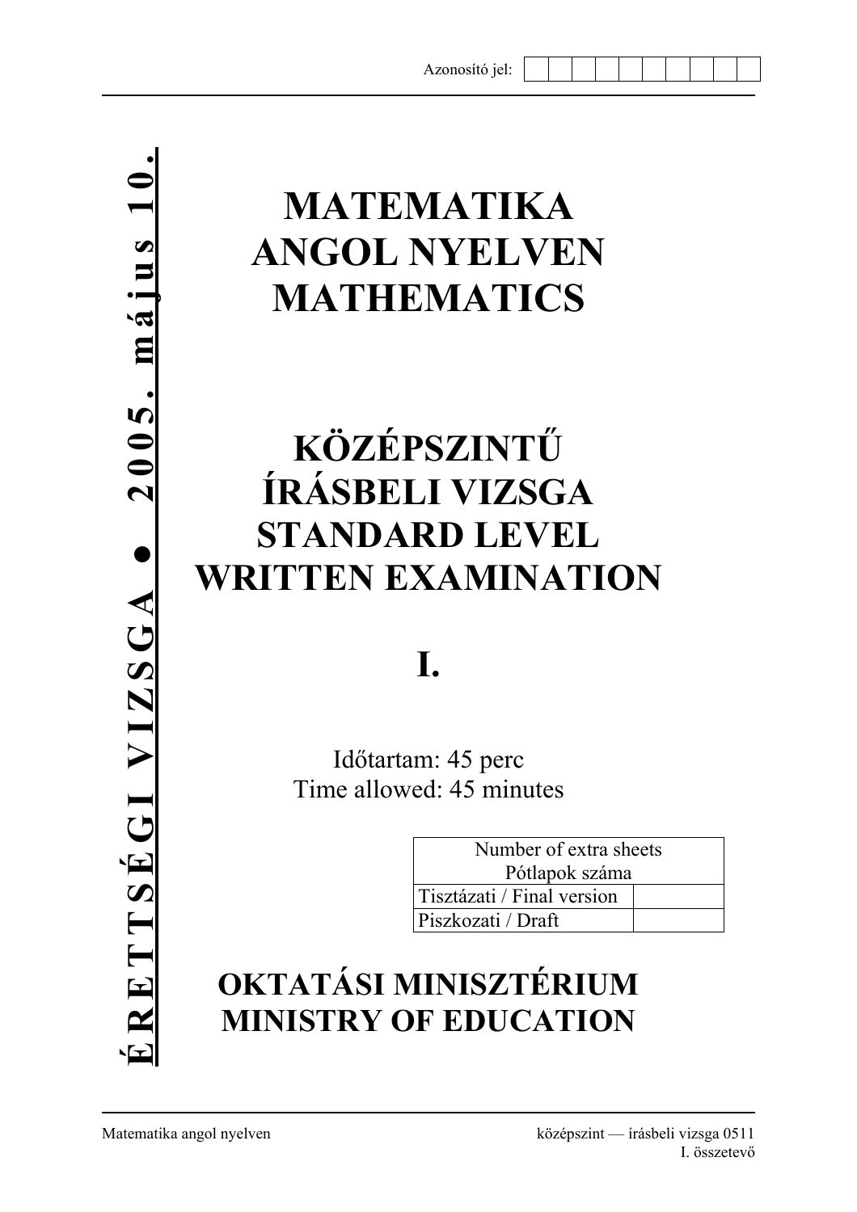Azonosító jel:

ÉRETTSÉGI VIZSGA • 2005. május 10.

# MATEMATIKA ANGOL NYELVEN MATHEMATICS

# KÖZÉPSZINTŰ ÍRÁSBELI VIZSGA STANDARD LEVEL WRITTEN EXAMINATION

# I.

Időtartam: 45 perc
Time allowed: 45 minutes

| Number of extra sheets Pótlapok száma | |
|---|---|
| Tisztázati / Final version | |
| Piszkozati / Draft | |

## OKTATÁSI MINISZTÉRIUM MINISTRY OF EDUCATION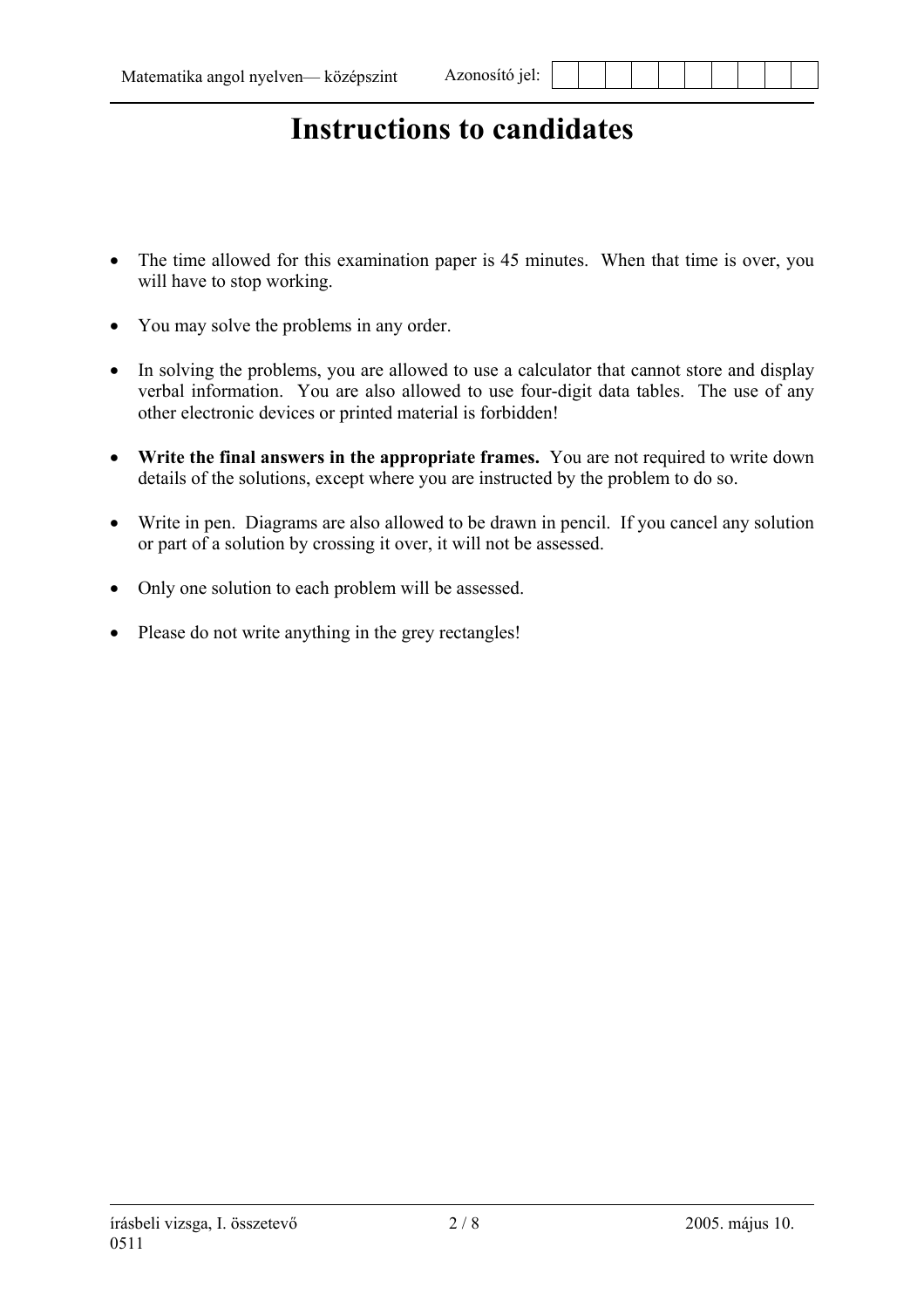# Instructions to candidates

- The time allowed for this examination paper is 45 minutes. When that time is over, you will have to stop working.
- You may solve the problems in any order.
- In solving the problems, you are allowed to use a calculator that cannot store and display verbal information. You are also allowed to use four-digit data tables. The use of any other electronic devices or printed material is forbidden!
- **Write the final answers in the appropriate frames.** You are not required to write down details of the solutions, except where you are instructed by the problem to do so.
- Write in pen. Diagrams are also allowed to be drawn in pencil. If you cancel any solution or part of a solution by crossing it over, it will not be assessed.
- Only one solution to each problem will be assessed.
- Please do not write anything in the grey rectangles!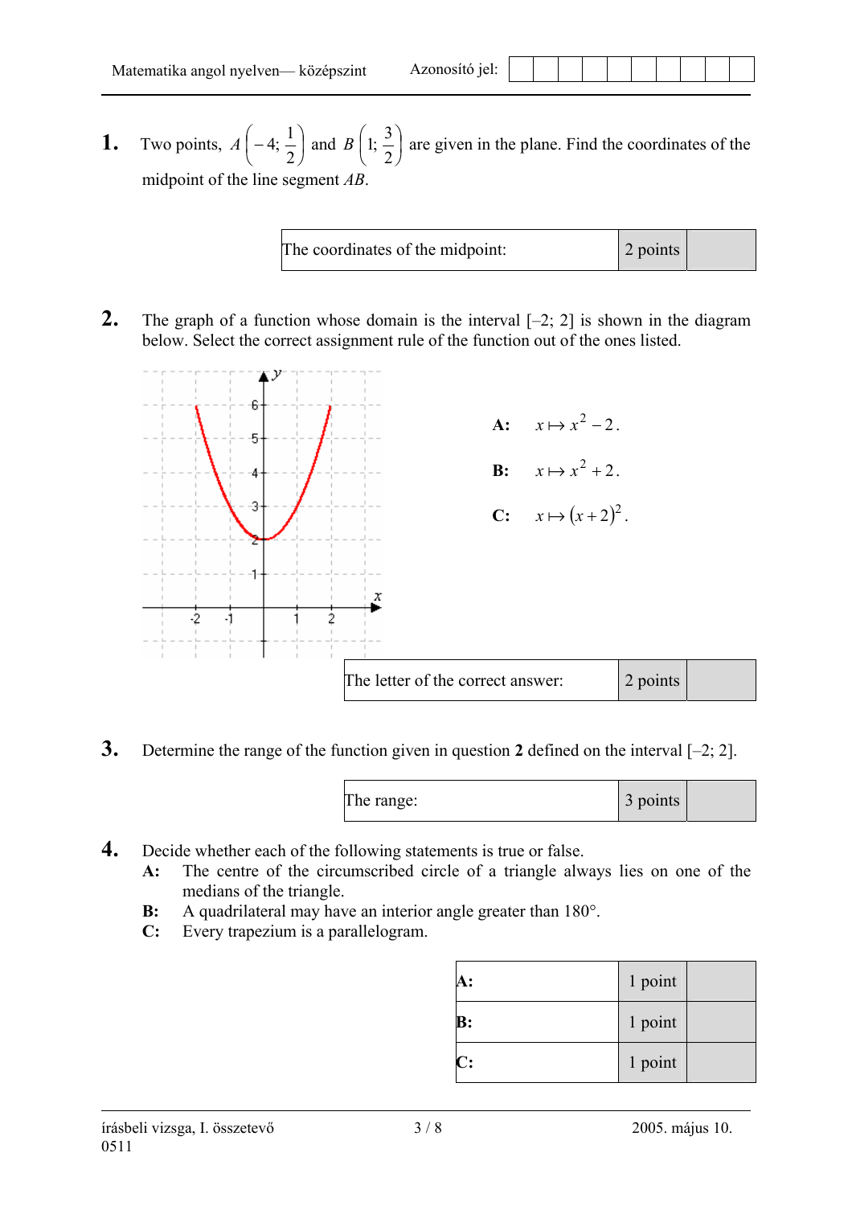**1.** Two points, $A\left(-4; \frac{1}{2}\right)$ and $B\left(1; \frac{3}{2}\right)$ are given in the plane. Find the coordinates of the midpoint of the line segment $AB$.

| The coordinates of the midpoint: | 2 points | |
|---|---|---|

**2.** The graph of a function whose domain is the interval [–2; 2] is shown in the diagram below. Select the correct assignment rule of the function out of the ones listed.

**A:** $x \mapsto x^2 - 2$.

**B:** $x \mapsto x^2 + 2$.

**C:** $x \mapsto (x+2)^2$.

| The letter of the correct answer: | 2 points | |
|---|---|---|

**3.** Determine the range of the function given in question **2** defined on the interval [–2; 2].

| The range: | 3 points | |
|---|---|---|

**4.** Decide whether each of the following statements is true or false.

**A:** The centre of the circumscribed circle of a triangle always lies on one of the medians of the triangle.

**B:** A quadrilateral may have an interior angle greater than 180°.

**C:** Every trapezium is a parallelogram.

| | | |
|---|---|---|
| **A:** | 1 point | |
| **B:** | 1 point | |
| **C:** | 1 point | |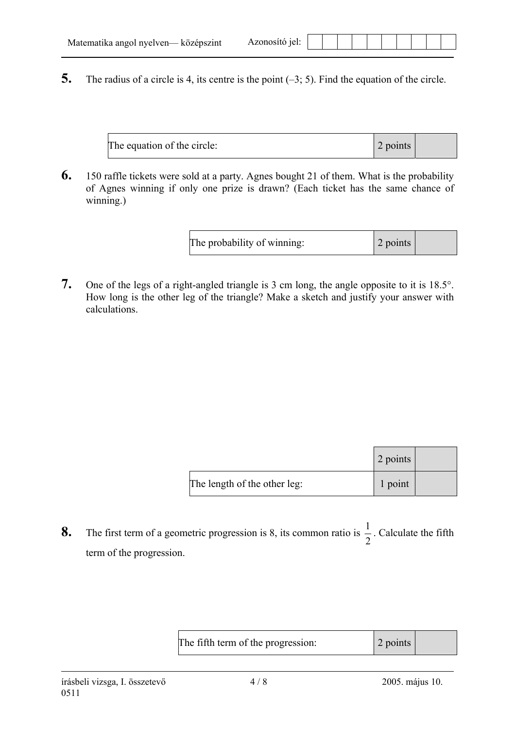**5.** The radius of a circle is 4, its centre is the point (–3; 5). Find the equation of the circle.

| The equation of the circle: | 2 points | |
|---|---|---|

**6.** 150 raffle tickets were sold at a party. Agnes bought 21 of them. What is the probability of Agnes winning if only one prize is drawn? (Each ticket has the same chance of winning.)

| The probability of winning: | 2 points | |
|---|---|---|

**7.** One of the legs of a right-angled triangle is 3 cm long, the angle opposite to it is 18.5°. How long is the other leg of the triangle? Make a sketch and justify your answer with calculations.

| | 2 points | |
|---|---|---|
| The length of the other leg: | 1 point | |

**8.** The first term of a geometric progression is 8, its common ratio is $\frac{1}{2}$. Calculate the fifth term of the progression.

| The fifth term of the progression: | 2 points | |
|---|---|---|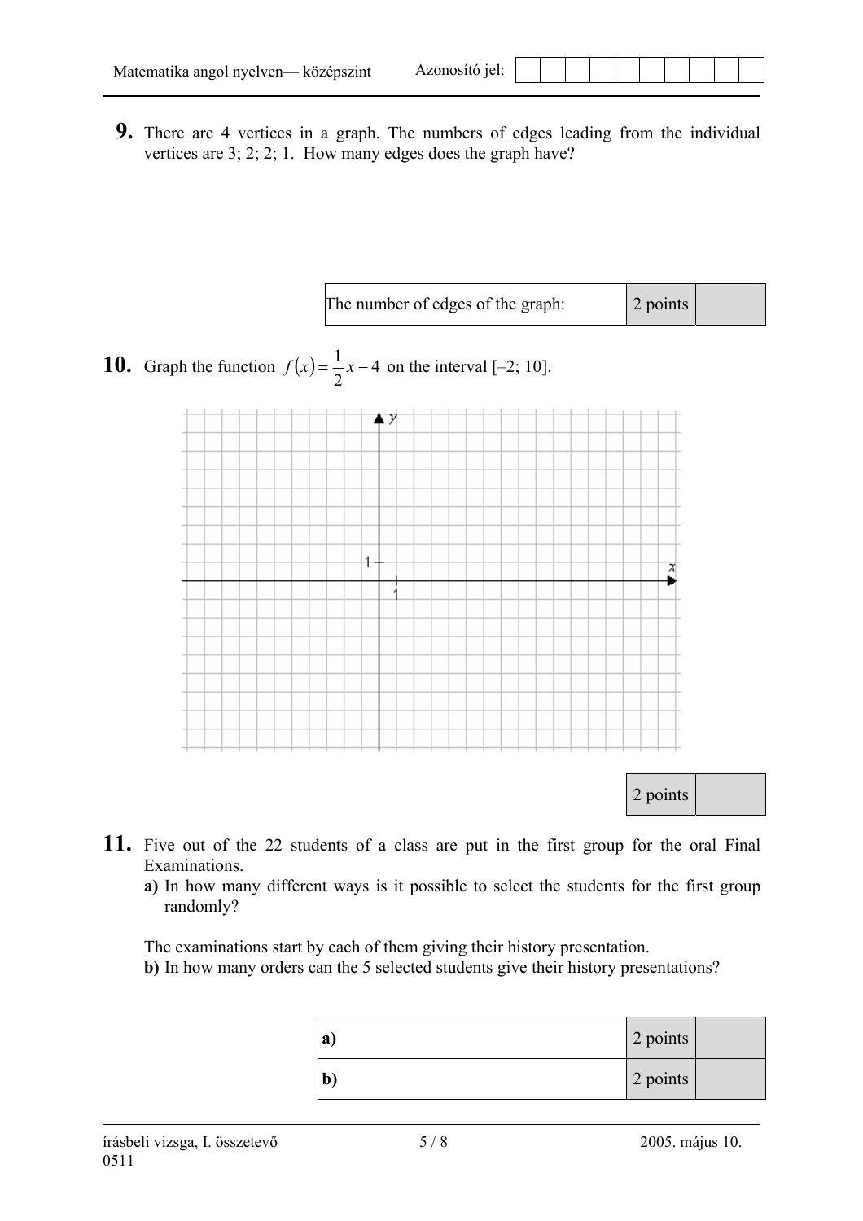**9.** There are 4 vertices in a graph. The numbers of edges leading from the individual vertices are 3; 2; 2; 1. How many edges does the graph have?

| The number of edges of the graph: | 2 points | |
|---|---|---|

**10.** Graph the function $f(x) = \frac{1}{2}x - 4$ on the interval [–2; 10].

| 2 points | |
|---|---|

**11.** Five out of the 22 students of a class are put in the first group for the oral Final Examinations.

**a)** In how many different ways is it possible to select the students for the first group randomly?

The examinations start by each of them giving their history presentation.

**b)** In how many orders can the 5 selected students give their history presentations?

| | | |
|---|---|---|
| **a)** | 2 points | |
| **b)** | 2 points | |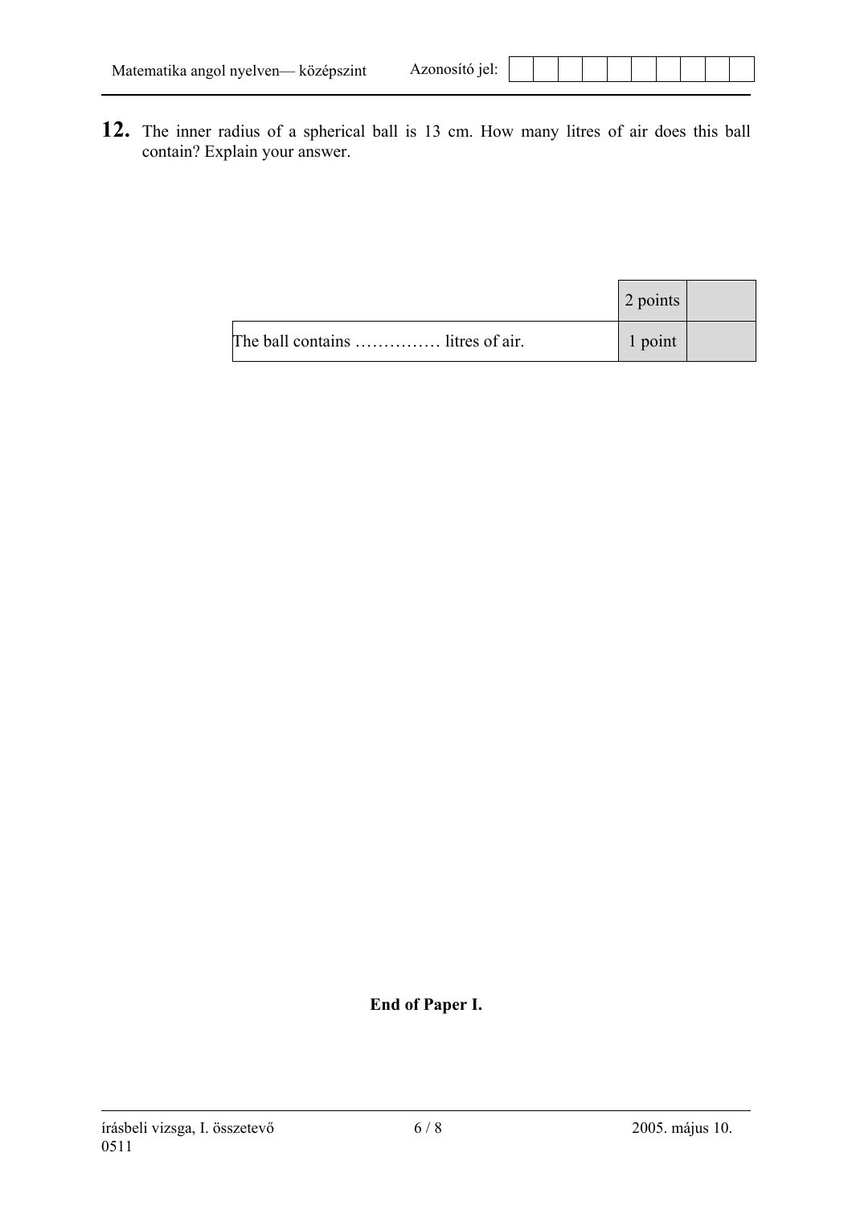**12.** The inner radius of a spherical ball is 13 cm. How many litres of air does this ball contain? Explain your answer.

| | 2 points | |
|---|---|---|
| The ball contains …………… litres of air. | 1 point | |

**End of Paper I.**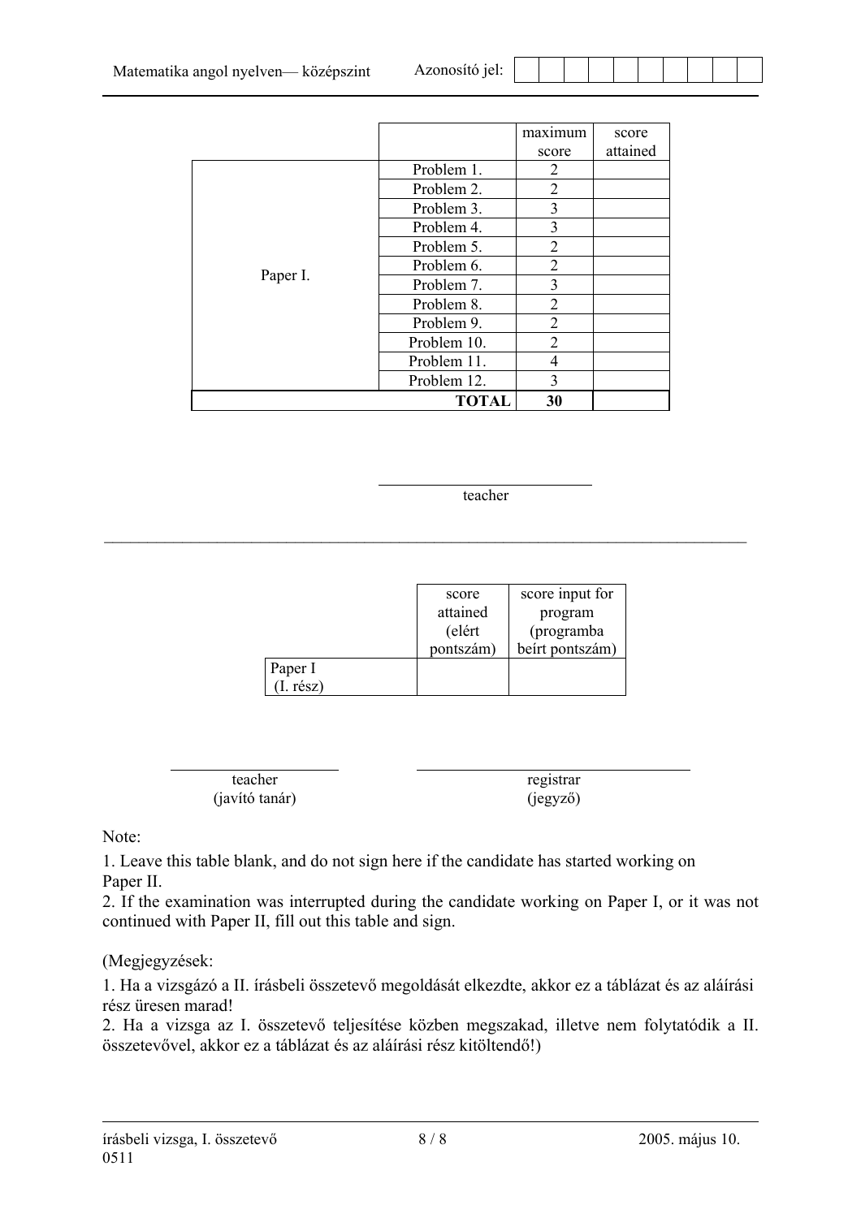| | | maximum score | score attained |
|---|---|---|---|
| Paper I. | Problem 1. | 2 | |
| | Problem 2. | 2 | |
| | Problem 3. | 3 | |
| | Problem 4. | 3 | |
| | Problem 5. | 2 | |
| | Problem 6. | 2 | |
| | Problem 7. | 3 | |
| | Problem 8. | 2 | |
| | Problem 9. | 2 | |
| | Problem 10. | 2 | |
| | Problem 11. | 4 | |
| | Problem 12. | 3 | |
| | **TOTAL** | **30** | |

teacher

| | score attained (elért pontszám) | score input for program (programba beírt pontszám) |
|---|---|---|
| Paper I (I. rész) | | |

teacher (javító tanár)

registrar (jegyző)

Note:

1. Leave this table blank, and do not sign here if the candidate has started working on Paper II.
2. If the examination was interrupted during the candidate working on Paper I, or it was not continued with Paper II, fill out this table and sign.

(Megjegyzések:

1. Ha a vizsgázó a II. írásbeli összetevő megoldását elkezdte, akkor ez a táblázat és az aláírási rész üresen marad!
2. Ha a vizsga az I. összetevő teljesítése közben megszakad, illetve nem folytatódik a II. összetevővel, akkor ez a táblázat és az aláírási rész kitöltendő!)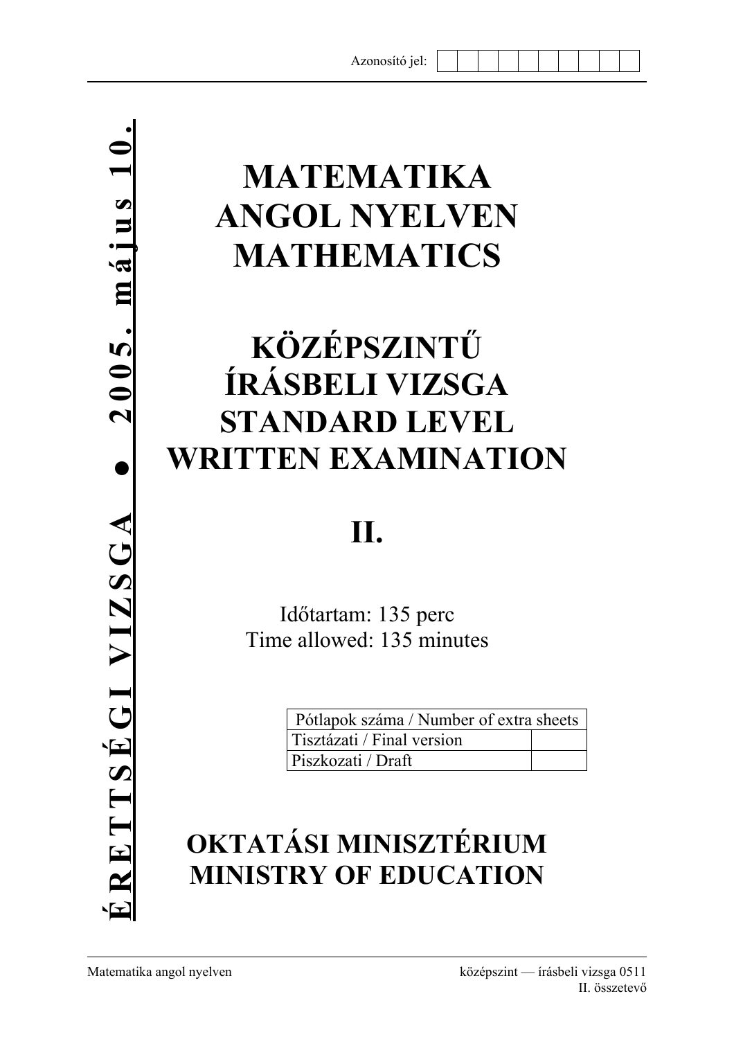Azonosító jel:

# MATEMATIKA ANGOL NYELVEN MATHEMATICS

# KÖZÉPSZINTŰ ÍRÁSBELI VIZSGA STANDARD LEVEL WRITTEN EXAMINATION

# II.

Időtartam: 135 perc
Time allowed: 135 minutes

| Pótlapok száma / Number of extra sheets | |
|---|---|
| Tisztázati / Final version | |
| Piszkozati / Draft | |

## OKTATÁSI MINISZTÉRIUM MINISTRY OF EDUCATION

ÉRETTSÉGI VIZSGA • 2005. május 10.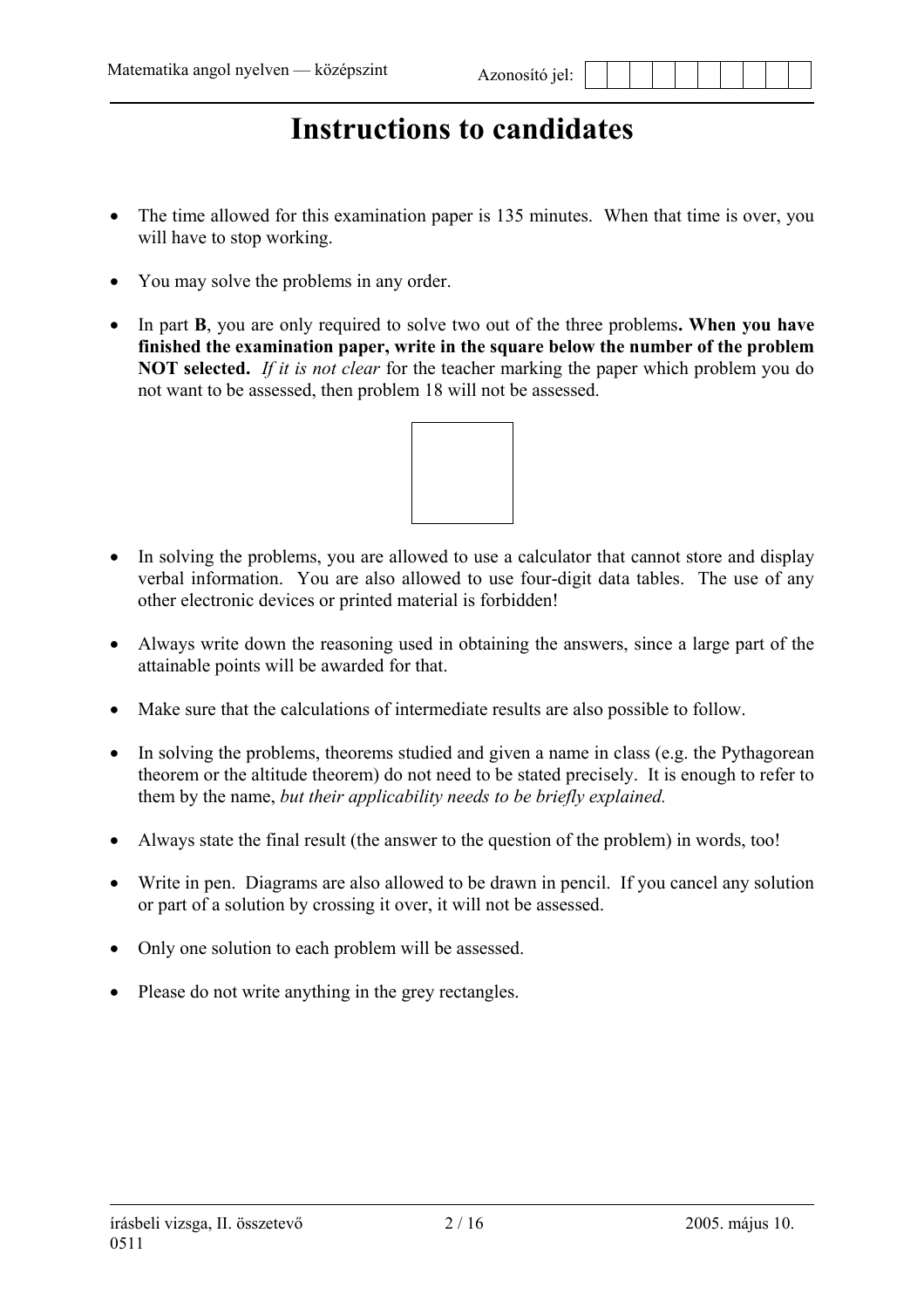# Instructions to candidates

- The time allowed for this examination paper is 135 minutes. When that time is over, you will have to stop working.

- You may solve the problems in any order.

- In part **B**, you are only required to solve two out of the three problems**. When you have finished the examination paper, write in the square below the number of the problem NOT selected.** *If it is not clear* for the teacher marking the paper which problem you do not want to be assessed, then problem 18 will not be assessed.

- In solving the problems, you are allowed to use a calculator that cannot store and display verbal information. You are also allowed to use four-digit data tables. The use of any other electronic devices or printed material is forbidden!

- Always write down the reasoning used in obtaining the answers, since a large part of the attainable points will be awarded for that.

- Make sure that the calculations of intermediate results are also possible to follow.

- In solving the problems, theorems studied and given a name in class (e.g. the Pythagorean theorem or the altitude theorem) do not need to be stated precisely. It is enough to refer to them by the name, *but their applicability needs to be briefly explained.*

- Always state the final result (the answer to the question of the problem) in words, too!

- Write in pen. Diagrams are also allowed to be drawn in pencil. If you cancel any solution or part of a solution by crossing it over, it will not be assessed.

- Only one solution to each problem will be assessed.

- Please do not write anything in the grey rectangles.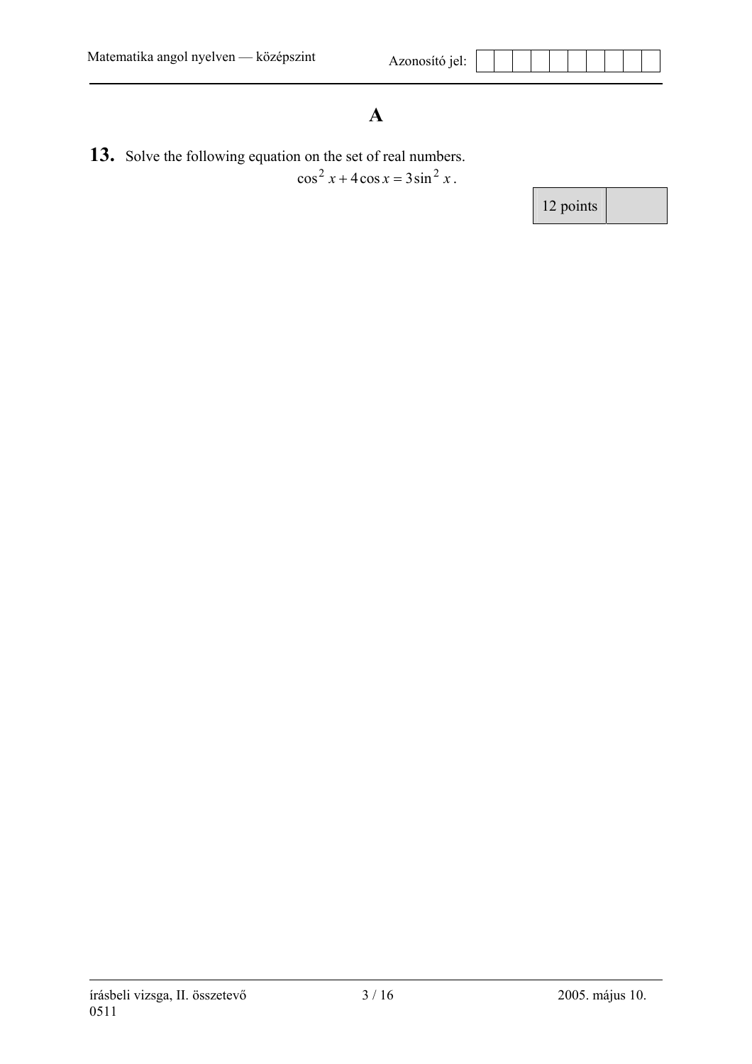# A

**13.** Solve the following equation on the set of real numbers.

$$\cos^2 x + 4\cos x = 3\sin^2 x.$$

| 12 points | |
|---|---|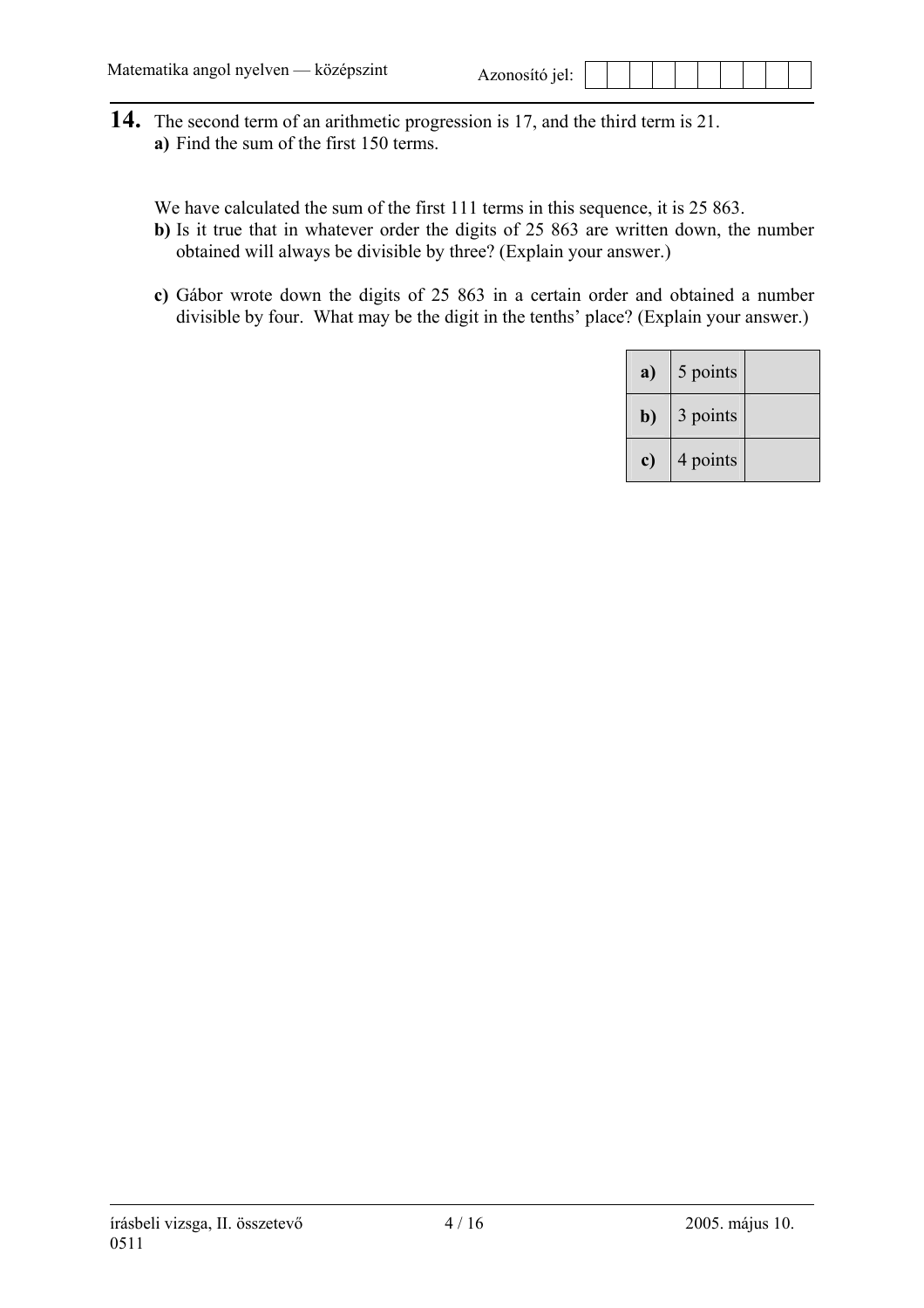**14.** The second term of an arithmetic progression is 17, and the third term is 21.

**a)** Find the sum of the first 150 terms.

We have calculated the sum of the first 111 terms in this sequence, it is 25 863.

**b)** Is it true that in whatever order the digits of 25 863 are written down, the number obtained will always be divisible by three? (Explain your answer.)

**c)** Gábor wrote down the digits of 25 863 in a certain order and obtained a number divisible by four. What may be the digit in the tenths' place? (Explain your answer.)

| **a)** | 5 points | |
|---|---|---|
| **b)** | 3 points | |
| **c)** | 4 points | |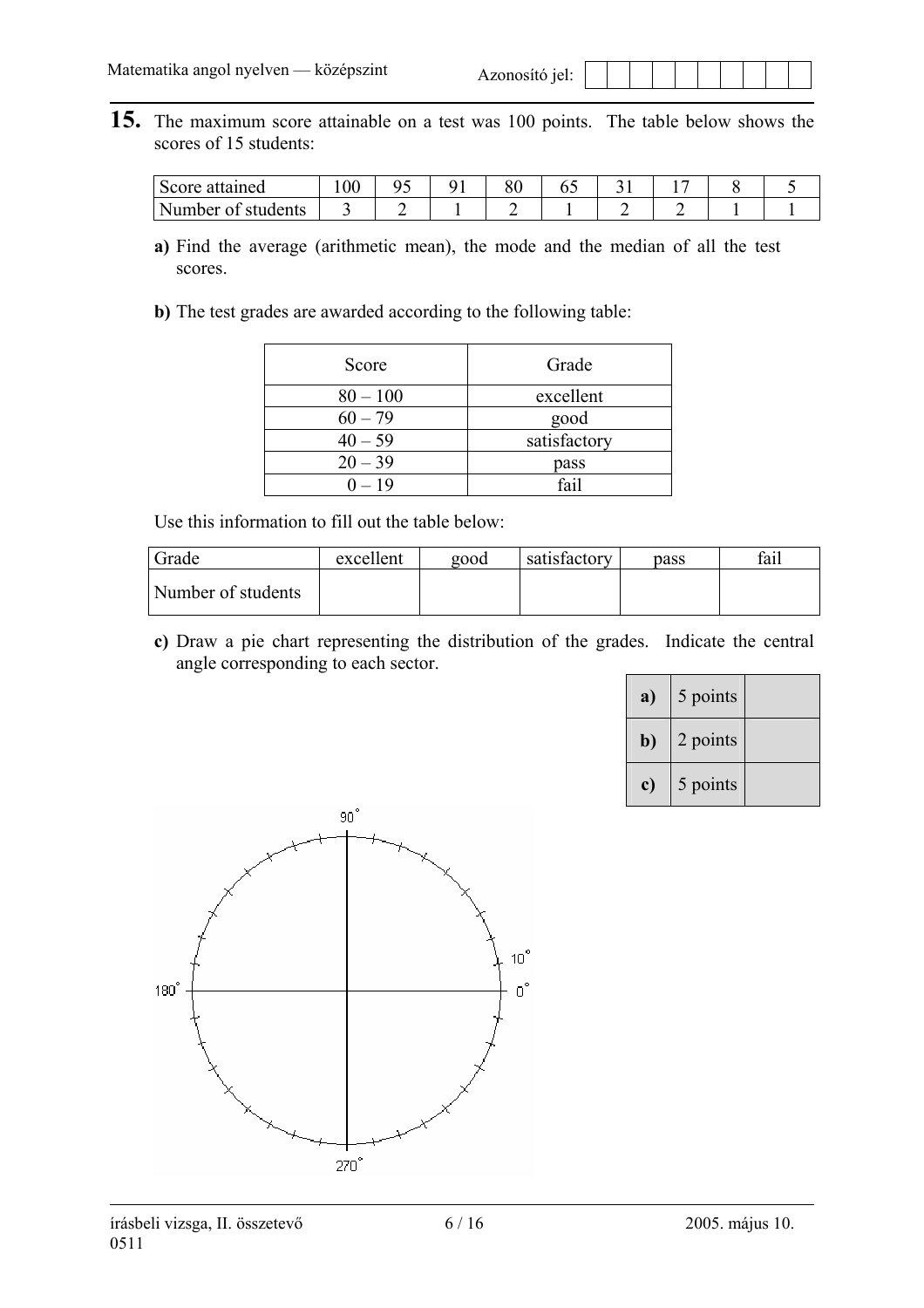**15.** The maximum score attainable on a test was 100 points. The table below shows the scores of 15 students:

| Score attained | 100 | 95 | 91 | 80 | 65 | 31 | 17 | 8 | 5 |
|---|---|---|---|---|---|---|---|---|---|
| Number of students | 3 | 2 | 1 | 2 | 1 | 2 | 2 | 1 | 1 |

**a)** Find the average (arithmetic mean), the mode and the median of all the test scores.

**b)** The test grades are awarded according to the following table:

| Score | Grade |
|---|---|
| 80 – 100 | excellent |
| 60 – 79 | good |
| 40 – 59 | satisfactory |
| 20 – 39 | pass |
| 0 – 19 | fail |

Use this information to fill out the table below:

| Grade | excellent | good | satisfactory | pass | fail |
|---|---|---|---|---|---|
| Number of students | | | | | |

**c)** Draw a pie chart representing the distribution of the grades. Indicate the central angle corresponding to each sector.

| | | |
|---|---|---|
| **a)** | 5 points | |
| **b)** | 2 points | |
| **c)** | 5 points | |

90°

180° 10° 0°

270°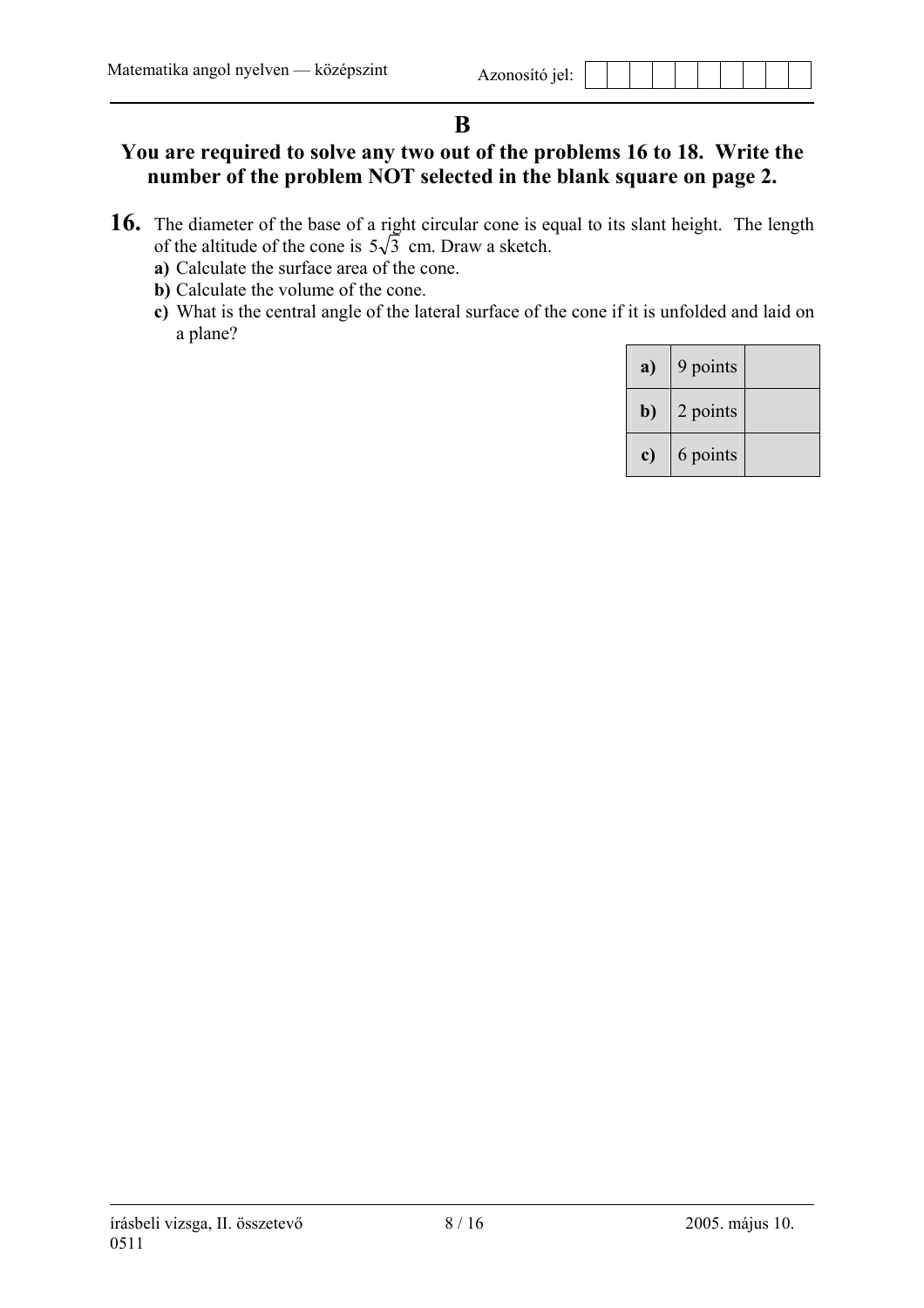# B

**You are required to solve any two out of the problems 16 to 18. Write the number of the problem NOT selected in the blank square on page 2.**

**16.** The diameter of the base of a right circular cone is equal to its slant height. The length of the altitude of the cone is $5\sqrt{3}$ cm. Draw a sketch.

**a)** Calculate the surface area of the cone.

**b)** Calculate the volume of the cone.

**c)** What is the central angle of the lateral surface of the cone if it is unfolded and laid on a plane?

| | | |
|---|---|---|
| **a)** | 9 points | |
| **b)** | 2 points | |
| **c)** | 6 points | |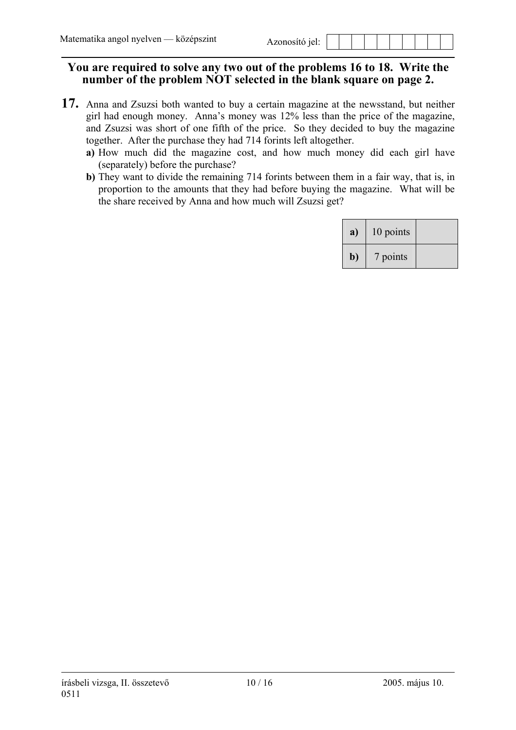**You are required to solve any two out of the problems 16 to 18. Write the number of the problem NOT selected in the blank square on page 2.**

**17.** Anna and Zsuzsi both wanted to buy a certain magazine at the newsstand, but neither girl had enough money. Anna's money was 12% less than the price of the magazine, and Zsuzsi was short of one fifth of the price. So they decided to buy the magazine together. After the purchase they had 714 forints left altogether.

**a)** How much did the magazine cost, and how much money did each girl have (separately) before the purchase?

**b)** They want to divide the remaining 714 forints between them in a fair way, that is, in proportion to the amounts that they had before buying the magazine. What will be the share received by Anna and how much will Zsuzsi get?

| | | |
|---|---|---|
| **a)** | 10 points | |
| **b)** | 7 points | |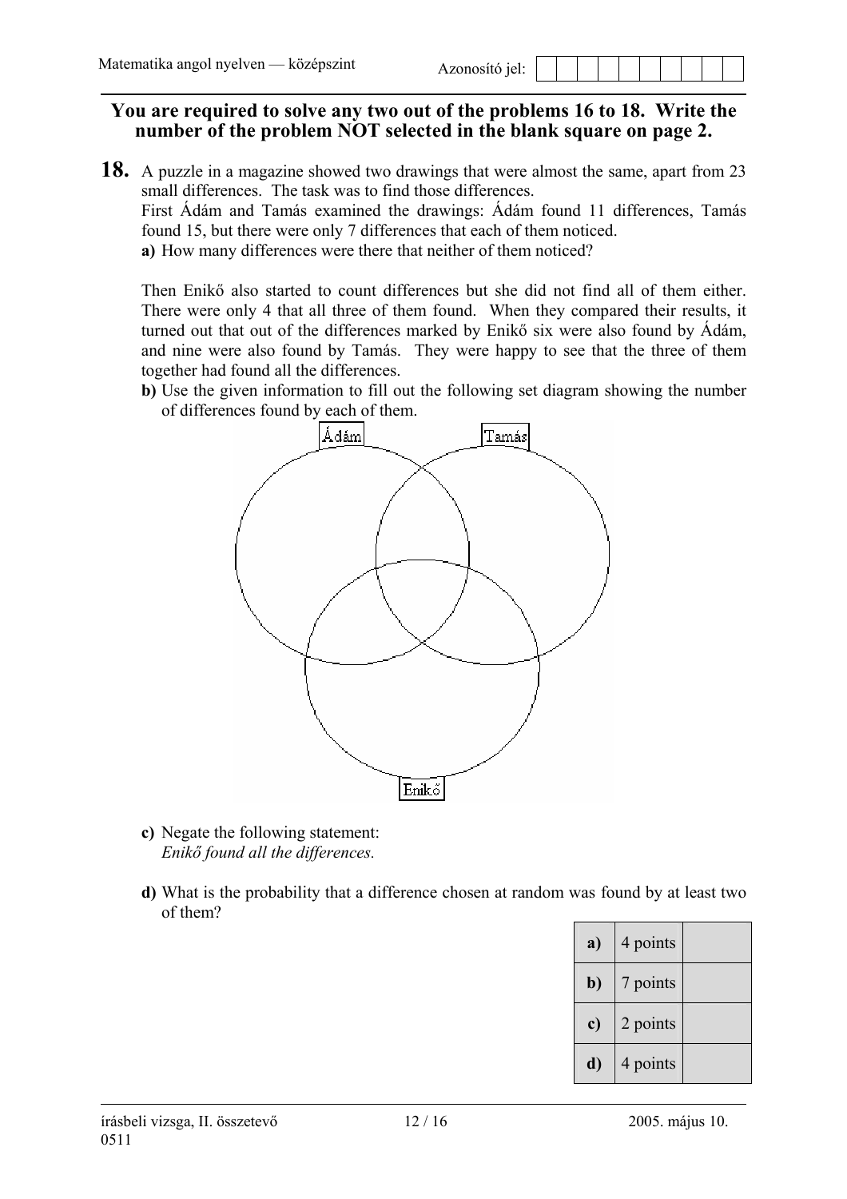**You are required to solve any two out of the problems 16 to 18. Write the number of the problem NOT selected in the blank square on page 2.**

**18.** A puzzle in a magazine showed two drawings that were almost the same, apart from 23 small differences. The task was to find those differences.

First Ádám and Tamás examined the drawings: Ádám found 11 differences, Tamás found 15, but there were only 7 differences that each of them noticed.

**a)** How many differences were there that neither of them noticed?

Then Enikő also started to count differences but she did not find all of them either. There were only 4 that all three of them found. When they compared their results, it turned out that out of the differences marked by Enikő six were also found by Ádám, and nine were also found by Tamás. They were happy to see that the three of them together had found all the differences.

**b)** Use the given information to fill out the following set diagram showing the number of differences found by each of them.

Ádám

Tamás

Enikő

**c)** Negate the following statement:
*Enikő found all the differences.*

**d)** What is the probability that a difference chosen at random was found by at least two of them?

| | | |
|---|---|---|
| **a)** | 4 points | |
| **b)** | 7 points | |
| **c)** | 2 points | |
| **d)** | 4 points | |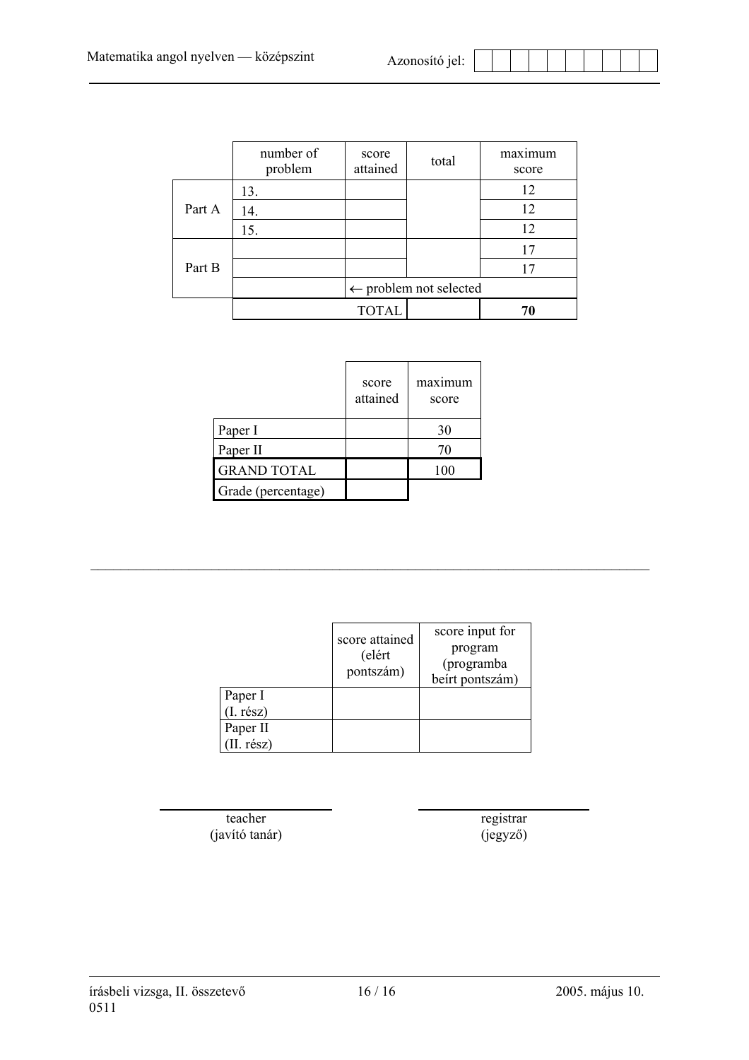| | number of problem | score attained | total | maximum score |
|---|---|---|---|---|
| Part A | 13. | | | 12 |
| | 14. | | | 12 |
| | 15. | | | 12 |
| Part B | | | | 17 |
| | | | | 17 |
| | | ← problem not selected | | |
| | | TOTAL | | **70** |

| | score attained | maximum score |
|---|---|---|
| Paper I | | 30 |
| Paper II | | 70 |
| GRAND TOTAL | | 100 |
| Grade (percentage) | | |

---

| | score attained (elért pontszám) | score input for program (programba beírt pontszám) |
|---|---|---|
| Paper I (I. rész) | | |
| Paper II (II. rész) | | |

teacher
(javító tanár)

registrar
(jegyző)